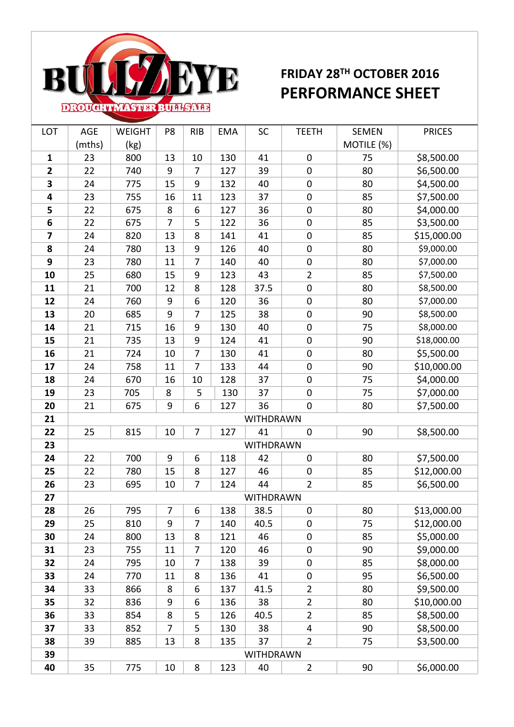# BULLZEYE DROUGHTMASTER BULL SALE

## FRIDAY 28TH OCTOBER 2016
## PERFORMANCE SHEET

| LOT | AGE (mths) | WEIGHT (kg) | P8 | RIB | EMA | SC | TEETH | SEMEN MOTILE (%) | PRICES |
|---|---|---|---|---|---|---|---|---|---|
| **1** | 23 | 800 | 13 | 10 | 130 | 41 | 0 | 75 | $8,500.00 |
| **2** | 22 | 740 | 9 | 7 | 127 | 39 | 0 | 80 | $6,500.00 |
| **3** | 24 | 775 | 15 | 9 | 132 | 40 | 0 | 80 | $4,500.00 |
| **4** | 23 | 755 | 16 | 11 | 123 | 37 | 0 | 85 | $7,500.00 |
| **5** | 22 | 675 | 8 | 6 | 127 | 36 | 0 | 80 | $4,000.00 |
| **6** | 22 | 675 | 7 | 5 | 122 | 36 | 0 | 85 | $3,500.00 |
| **7** | 24 | 820 | 13 | 8 | 141 | 41 | 0 | 85 | $15,000.00 |
| **8** | 24 | 780 | 13 | 9 | 126 | 40 | 0 | 80 | $9,000.00 |
| **9** | 23 | 780 | 11 | 7 | 140 | 40 | 0 | 80 | $7,000.00 |
| **10** | 25 | 680 | 15 | 9 | 123 | 43 | 2 | 85 | $7,500.00 |
| **11** | 21 | 700 | 12 | 8 | 128 | 37.5 | 0 | 80 | $8,500.00 |
| **12** | 24 | 760 | 9 | 6 | 120 | 36 | 0 | 80 | $7,000.00 |
| **13** | 20 | 685 | 9 | 7 | 125 | 38 | 0 | 90 | $8,500.00 |
| **14** | 21 | 715 | 16 | 9 | 130 | 40 | 0 | 75 | $8,000.00 |
| **15** | 21 | 735 | 13 | 9 | 124 | 41 | 0 | 90 | $18,000.00 |
| **16** | 21 | 724 | 10 | 7 | 130 | 41 | 0 | 80 | $5,500.00 |
| **17** | 24 | 758 | 11 | 7 | 133 | 44 | 0 | 90 | $10,000.00 |
| **18** | 24 | 670 | 16 | 10 | 128 | 37 | 0 | 75 | $4,000.00 |
| **19** | 23 | 705 | 8 | 5 | 130 | 37 | 0 | 75 | $7,000.00 |
| **20** | 21 | 675 | 9 | 6 | 127 | 36 | 0 | 80 | $7,500.00 |
| **21** | WITHDRAWN | | | | | | | | |
| **22** | 25 | 815 | 10 | 7 | 127 | 41 | 0 | 90 | $8,500.00 |
| **23** | WITHDRAWN | | | | | | | | |
| **24** | 22 | 700 | 9 | 6 | 118 | 42 | 0 | 80 | $7,500.00 |
| **25** | 22 | 780 | 15 | 8 | 127 | 46 | 0 | 85 | $12,000.00 |
| **26** | 23 | 695 | 10 | 7 | 124 | 44 | 2 | 85 | $6,500.00 |
| **27** | WITHDRAWN | | | | | | | | |
| **28** | 26 | 795 | 7 | 6 | 138 | 38.5 | 0 | 80 | $13,000.00 |
| **29** | 25 | 810 | 9 | 7 | 140 | 40.5 | 0 | 75 | $12,000.00 |
| **30** | 24 | 800 | 13 | 8 | 121 | 46 | 0 | 85 | $5,000.00 |
| **31** | 23 | 755 | 11 | 7 | 120 | 46 | 0 | 90 | $9,000.00 |
| **32** | 24 | 795 | 10 | 7 | 138 | 39 | 0 | 85 | $8,000.00 |
| **33** | 24 | 770 | 11 | 8 | 136 | 41 | 0 | 95 | $6,500.00 |
| **34** | 33 | 866 | 8 | 6 | 137 | 41.5 | 2 | 80 | $9,500.00 |
| **35** | 32 | 836 | 9 | 6 | 136 | 38 | 2 | 80 | $10,000.00 |
| **36** | 33 | 854 | 8 | 5 | 126 | 40.5 | 2 | 85 | $8,500.00 |
| **37** | 33 | 852 | 7 | 5 | 130 | 38 | 4 | 90 | $8,500.00 |
| **38** | 39 | 885 | 13 | 8 | 135 | 37 | 2 | 75 | $3,500.00 |
| **39** | WITHDRAWN | | | | | | | | |
| **40** | 35 | 775 | 10 | 8 | 123 | 40 | 2 | 90 | $6,000.00 |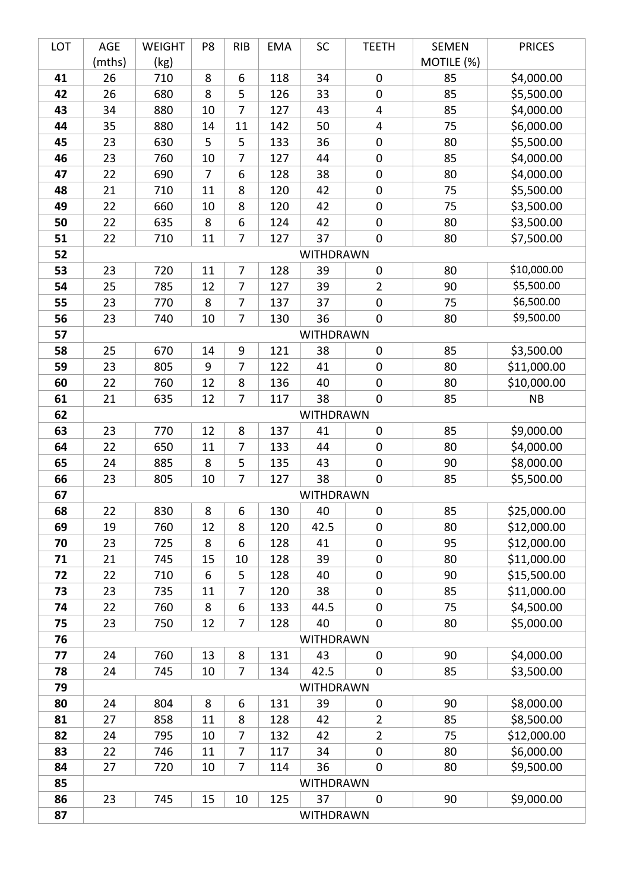| LOT | AGE (mths) | WEIGHT (kg) | P8 | RIB | EMA | SC | TEETH | SEMEN MOTILE (%) | PRICES |
|---|---|---|---|---|---|---|---|---|---|
| **41** | 26 | 710 | 8 | 6 | 118 | 34 | 0 | 85 | $4,000.00 |
| **42** | 26 | 680 | 8 | 5 | 126 | 33 | 0 | 85 | $5,500.00 |
| **43** | 34 | 880 | 10 | 7 | 127 | 43 | 4 | 85 | $4,000.00 |
| **44** | 35 | 880 | 14 | 11 | 142 | 50 | 4 | 75 | $6,000.00 |
| **45** | 23 | 630 | 5 | 5 | 133 | 36 | 0 | 80 | $5,500.00 |
| **46** | 23 | 760 | 10 | 7 | 127 | 44 | 0 | 85 | $4,000.00 |
| **47** | 22 | 690 | 7 | 6 | 128 | 38 | 0 | 80 | $4,000.00 |
| **48** | 21 | 710 | 11 | 8 | 120 | 42 | 0 | 75 | $5,500.00 |
| **49** | 22 | 660 | 10 | 8 | 120 | 42 | 0 | 75 | $3,500.00 |
| **50** | 22 | 635 | 8 | 6 | 124 | 42 | 0 | 80 | $3,500.00 |
| **51** | 22 | 710 | 11 | 7 | 127 | 37 | 0 | 80 | $7,500.00 |
| **52** | | | | | | WITHDRAWN | | | |
| **53** | 23 | 720 | 11 | 7 | 128 | 39 | 0 | 80 | $10,000.00 |
| **54** | 25 | 785 | 12 | 7 | 127 | 39 | 2 | 90 | $5,500.00 |
| **55** | 23 | 770 | 8 | 7 | 137 | 37 | 0 | 75 | $6,500.00 |
| **56** | 23 | 740 | 10 | 7 | 130 | 36 | 0 | 80 | $9,500.00 |
| **57** | | | | | | WITHDRAWN | | | |
| **58** | 25 | 670 | 14 | 9 | 121 | 38 | 0 | 85 | $3,500.00 |
| **59** | 23 | 805 | 9 | 7 | 122 | 41 | 0 | 80 | $11,000.00 |
| **60** | 22 | 760 | 12 | 8 | 136 | 40 | 0 | 80 | $10,000.00 |
| **61** | 21 | 635 | 12 | 7 | 117 | 38 | 0 | 85 | NB |
| **62** | | | | | | WITHDRAWN | | | |
| **63** | 23 | 770 | 12 | 8 | 137 | 41 | 0 | 85 | $9,000.00 |
| **64** | 22 | 650 | 11 | 7 | 133 | 44 | 0 | 80 | $4,000.00 |
| **65** | 24 | 885 | 8 | 5 | 135 | 43 | 0 | 90 | $8,000.00 |
| **66** | 23 | 805 | 10 | 7 | 127 | 38 | 0 | 85 | $5,500.00 |
| **67** | | | | | | WITHDRAWN | | | |
| **68** | 22 | 830 | 8 | 6 | 130 | 40 | 0 | 85 | $25,000.00 |
| **69** | 19 | 760 | 12 | 8 | 120 | 42.5 | 0 | 80 | $12,000.00 |
| **70** | 23 | 725 | 8 | 6 | 128 | 41 | 0 | 95 | $12,000.00 |
| **71** | 21 | 745 | 15 | 10 | 128 | 39 | 0 | 80 | $11,000.00 |
| **72** | 22 | 710 | 6 | 5 | 128 | 40 | 0 | 90 | $15,500.00 |
| **73** | 23 | 735 | 11 | 7 | 120 | 38 | 0 | 85 | $11,000.00 |
| **74** | 22 | 760 | 8 | 6 | 133 | 44.5 | 0 | 75 | $4,500.00 |
| **75** | 23 | 750 | 12 | 7 | 128 | 40 | 0 | 80 | $5,000.00 |
| **76** | | | | | | WITHDRAWN | | | |
| **77** | 24 | 760 | 13 | 8 | 131 | 43 | 0 | 90 | $4,000.00 |
| **78** | 24 | 745 | 10 | 7 | 134 | 42.5 | 0 | 85 | $3,500.00 |
| **79** | | | | | | WITHDRAWN | | | |
| **80** | 24 | 804 | 8 | 6 | 131 | 39 | 0 | 90 | $8,000.00 |
| **81** | 27 | 858 | 11 | 8 | 128 | 42 | 2 | 85 | $8,500.00 |
| **82** | 24 | 795 | 10 | 7 | 132 | 42 | 2 | 75 | $12,000.00 |
| **83** | 22 | 746 | 11 | 7 | 117 | 34 | 0 | 80 | $6,000.00 |
| **84** | 27 | 720 | 10 | 7 | 114 | 36 | 0 | 80 | $9,500.00 |
| **85** | | | | | | WITHDRAWN | | | |
| **86** | 23 | 745 | 15 | 10 | 125 | 37 | 0 | 90 | $9,000.00 |
| **87** | | | | | | WITHDRAWN | | | |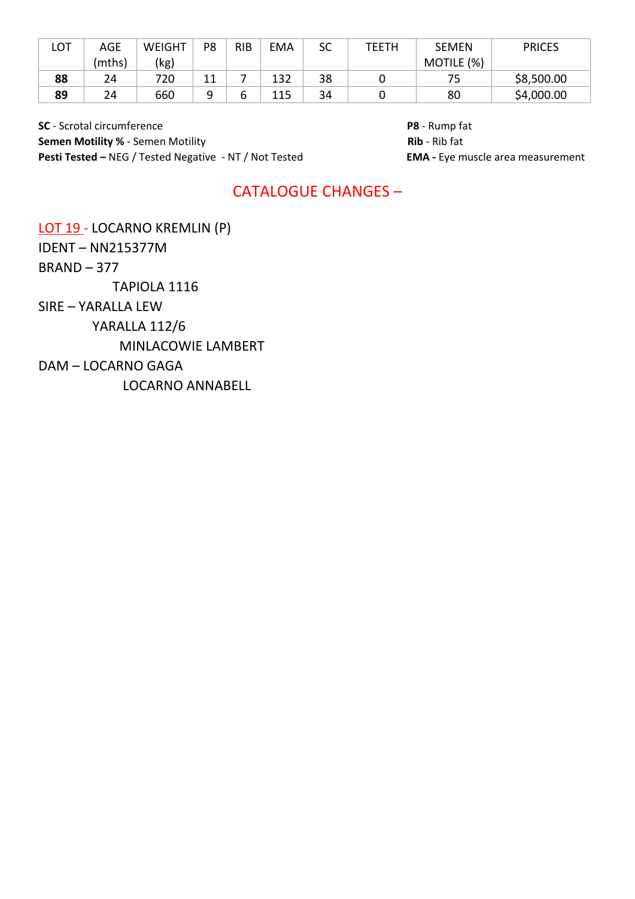| LOT | AGE (mths) | WEIGHT (kg) | P8 | RIB | EMA | SC | TEETH | SEMEN MOTILE (%) | PRICES |
|---|---|---|---|---|---|---|---|---|---|
| **88** | 24 | 720 | 11 | 7 | 132 | 38 | 0 | 75 | $8,500.00 |
| **89** | 24 | 660 | 9 | 6 | 115 | 34 | 0 | 80 | $4,000.00 |

**SC** - Scrotal circumference
**Semen Motility %** - Semen Motility
**Pesti Tested –** NEG / Tested Negative - NT / Not Tested

**P8** - Rump fat
**Rib** - Rib fat
**EMA -** Eye muscle area measurement

## CATALOGUE CHANGES –

LOT 19 - LOCARNO KREMLIN (P)
IDENT – NN215377M
BRAND – 377

TAPIOLA 1116

SIRE – YARALLA LEW

YARALLA 112/6

MINLACOWIE LAMBERT

DAM – LOCARNO GAGA

LOCARNO ANNABELL